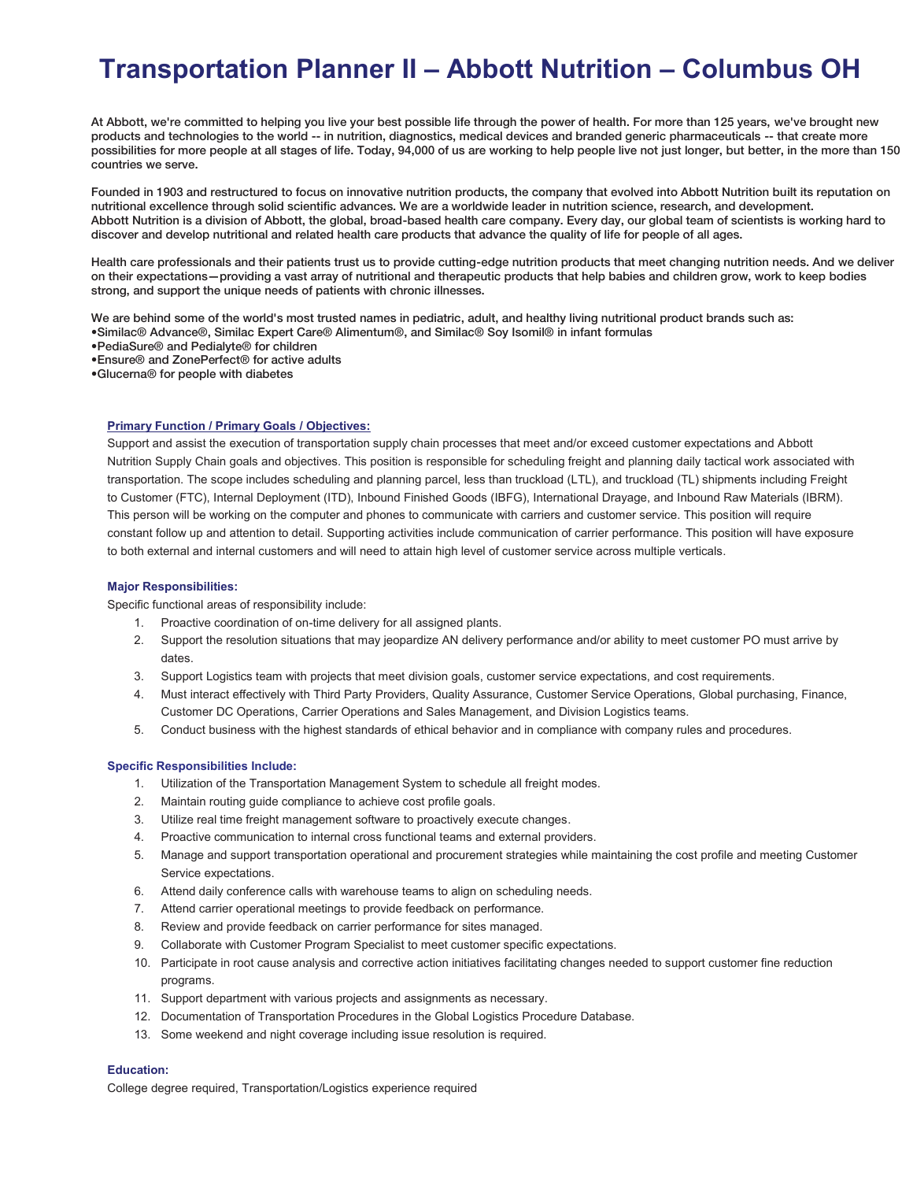# Transportation Planner II – Abbott Nutrition – Columbus OH

At Abbott, we're committed to helping you live your best possible life through the power of health. For more than 125 years, we've brought new products and technologies to the world -- in nutrition, diagnostics, medical devices and branded generic pharmaceuticals -- that create more possibilities for more people at all stages of life. Today, 94,000 of us are working to help people live not just longer, but better, in the more than 150 countries we serve.

Founded in 1903 and restructured to focus on innovative nutrition products, the company that evolved into Abbott Nutrition built its reputation on nutritional excellence through solid scientific advances. We are a worldwide leader in nutrition science, research, and development.
Abbott Nutrition is a division of Abbott, the global, broad-based health care company. Every day, our global team of scientists is working hard to discover and develop nutritional and related health care products that advance the quality of life for people of all ages.

Health care professionals and their patients trust us to provide cutting-edge nutrition products that meet changing nutrition needs. And we deliver on their expectations—providing a vast array of nutritional and therapeutic products that help babies and children grow, work to keep bodies strong, and support the unique needs of patients with chronic illnesses.

We are behind some of the world's most trusted names in pediatric, adult, and healthy living nutritional product brands such as:
•Similac® Advance®, Similac Expert Care® Alimentum®, and Similac® Soy Isomil® in infant formulas
•PediaSure® and Pedialyte® for children
•Ensure® and ZonePerfect® for active adults
•Glucerna® for people with diabetes

### Primary Function / Primary Goals / Objectives:

Support and assist the execution of transportation supply chain processes that meet and/or exceed customer expectations and Abbott Nutrition Supply Chain goals and objectives. This position is responsible for scheduling freight and planning daily tactical work associated with transportation. The scope includes scheduling and planning parcel, less than truckload (LTL), and truckload (TL) shipments including Freight to Customer (FTC), Internal Deployment (ITD), Inbound Finished Goods (IBFG), International Drayage, and Inbound Raw Materials (IBRM). This person will be working on the computer and phones to communicate with carriers and customer service. This position will require constant follow up and attention to detail. Supporting activities include communication of carrier performance. This position will have exposure to both external and internal customers and will need to attain high level of customer service across multiple verticals.

### Major Responsibilities:

Specific functional areas of responsibility include:

1. Proactive coordination of on-time delivery for all assigned plants.
2. Support the resolution situations that may jeopardize AN delivery performance and/or ability to meet customer PO must arrive by dates.
3. Support Logistics team with projects that meet division goals, customer service expectations, and cost requirements.
4. Must interact effectively with Third Party Providers, Quality Assurance, Customer Service Operations, Global purchasing, Finance, Customer DC Operations, Carrier Operations and Sales Management, and Division Logistics teams.
5. Conduct business with the highest standards of ethical behavior and in compliance with company rules and procedures.

### Specific Responsibilities Include:

1. Utilization of the Transportation Management System to schedule all freight modes.
2. Maintain routing guide compliance to achieve cost profile goals.
3. Utilize real time freight management software to proactively execute changes.
4. Proactive communication to internal cross functional teams and external providers.
5. Manage and support transportation operational and procurement strategies while maintaining the cost profile and meeting Customer Service expectations.
6. Attend daily conference calls with warehouse teams to align on scheduling needs.
7. Attend carrier operational meetings to provide feedback on performance.
8. Review and provide feedback on carrier performance for sites managed.
9. Collaborate with Customer Program Specialist to meet customer specific expectations.
10. Participate in root cause analysis and corrective action initiatives facilitating changes needed to support customer fine reduction programs.
11. Support department with various projects and assignments as necessary.
12. Documentation of Transportation Procedures in the Global Logistics Procedure Database.
13. Some weekend and night coverage including issue resolution is required.

### Education:

College degree required, Transportation/Logistics experience required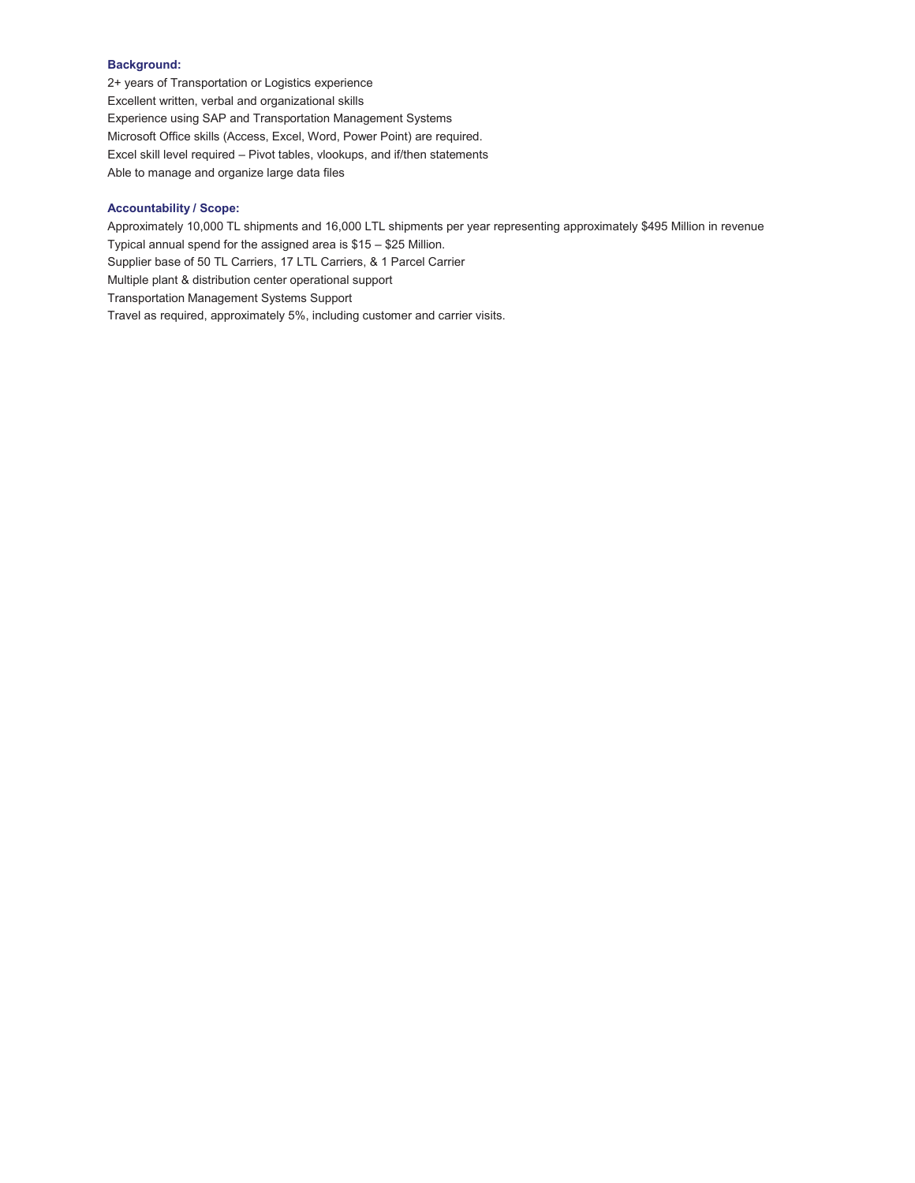**Background:**

2+ years of Transportation or Logistics experience
Excellent written, verbal and organizational skills
Experience using SAP and Transportation Management Systems
Microsoft Office skills (Access, Excel, Word, Power Point) are required.
Excel skill level required – Pivot tables, vlookups, and if/then statements
Able to manage and organize large data files

**Accountability / Scope:**

Approximately 10,000 TL shipments and 16,000 LTL shipments per year representing approximately $495 Million in revenue
Typical annual spend for the assigned area is $15 – $25 Million.
Supplier base of 50 TL Carriers, 17 LTL Carriers, & 1 Parcel Carrier
Multiple plant & distribution center operational support
Transportation Management Systems Support
Travel as required, approximately 5%, including customer and carrier visits.